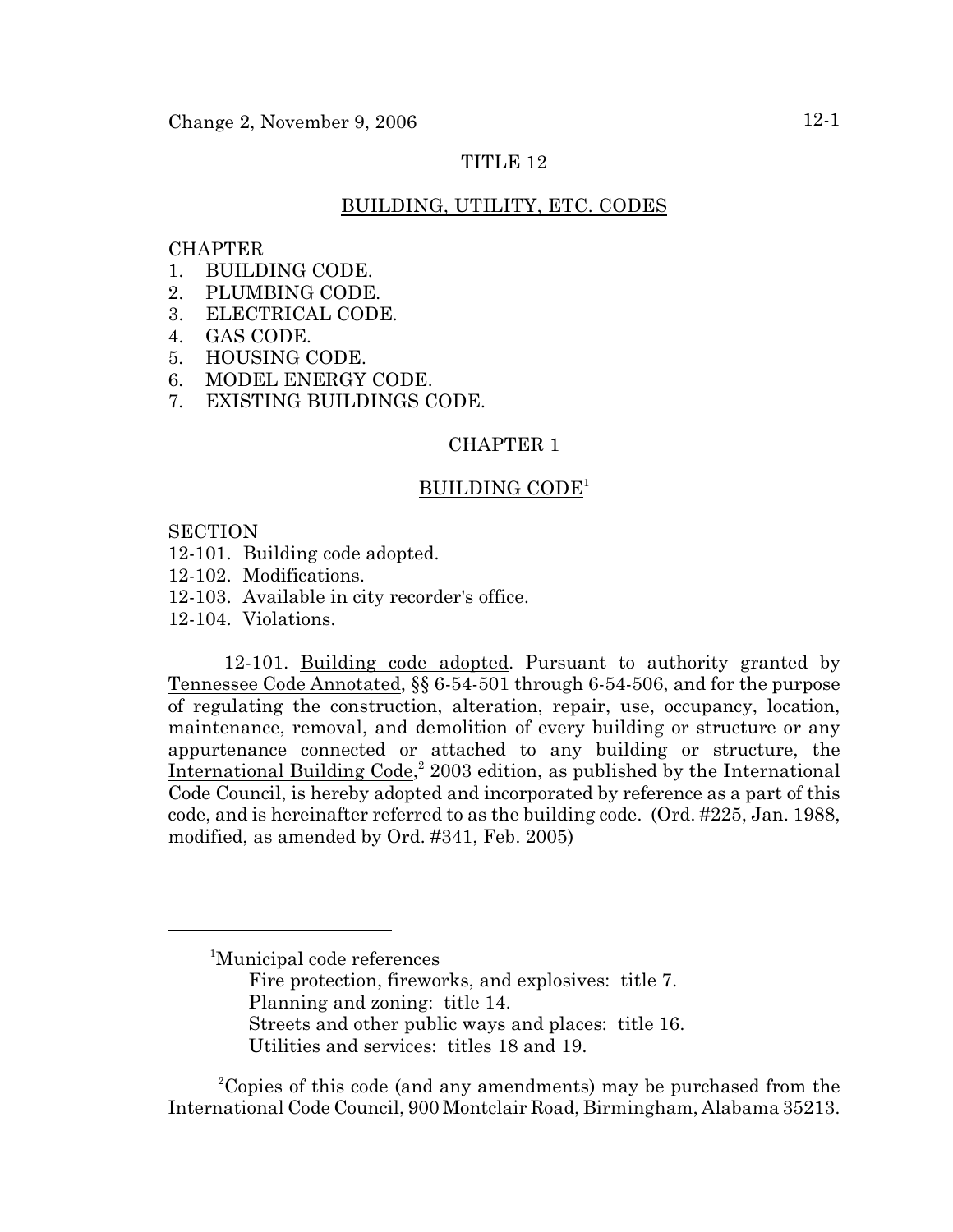Change 2, November 9, 2006

# TITLE 12

## BUILDING, UTILITY, ETC. CODES

CHAPTER
1. BUILDING CODE.
2. PLUMBING CODE.
3. ELECTRICAL CODE.
4. GAS CODE.
5. HOUSING CODE.
6. MODEL ENERGY CODE.
7. EXISTING BUILDINGS CODE.

## CHAPTER 1

## BUILDING CODE[1]

SECTION
12-101. Building code adopted.
12-102. Modifications.
12-103. Available in city recorder's office.
12-104. Violations.

12-101. Building code adopted. Pursuant to authority granted by Tennessee Code Annotated, §§ 6-54-501 through 6-54-506, and for the purpose of regulating the construction, alteration, repair, use, occupancy, location, maintenance, removal, and demolition of every building or structure or any appurtenance connected or attached to any building or structure, the International Building Code,[2] 2003 edition, as published by the International Code Council, is hereby adopted and incorporated by reference as a part of this code, and is hereinafter referred to as the building code. (Ord. #225, Jan. 1988, modified, as amended by Ord. #341, Feb. 2005)

---

[1] Municipal code references
Fire protection, fireworks, and explosives: title 7.
Planning and zoning: title 14.
Streets and other public ways and places: title 16.
Utilities and services: titles 18 and 19.

[2] Copies of this code (and any amendments) may be purchased from the International Code Council, 900 Montclair Road, Birmingham, Alabama 35213.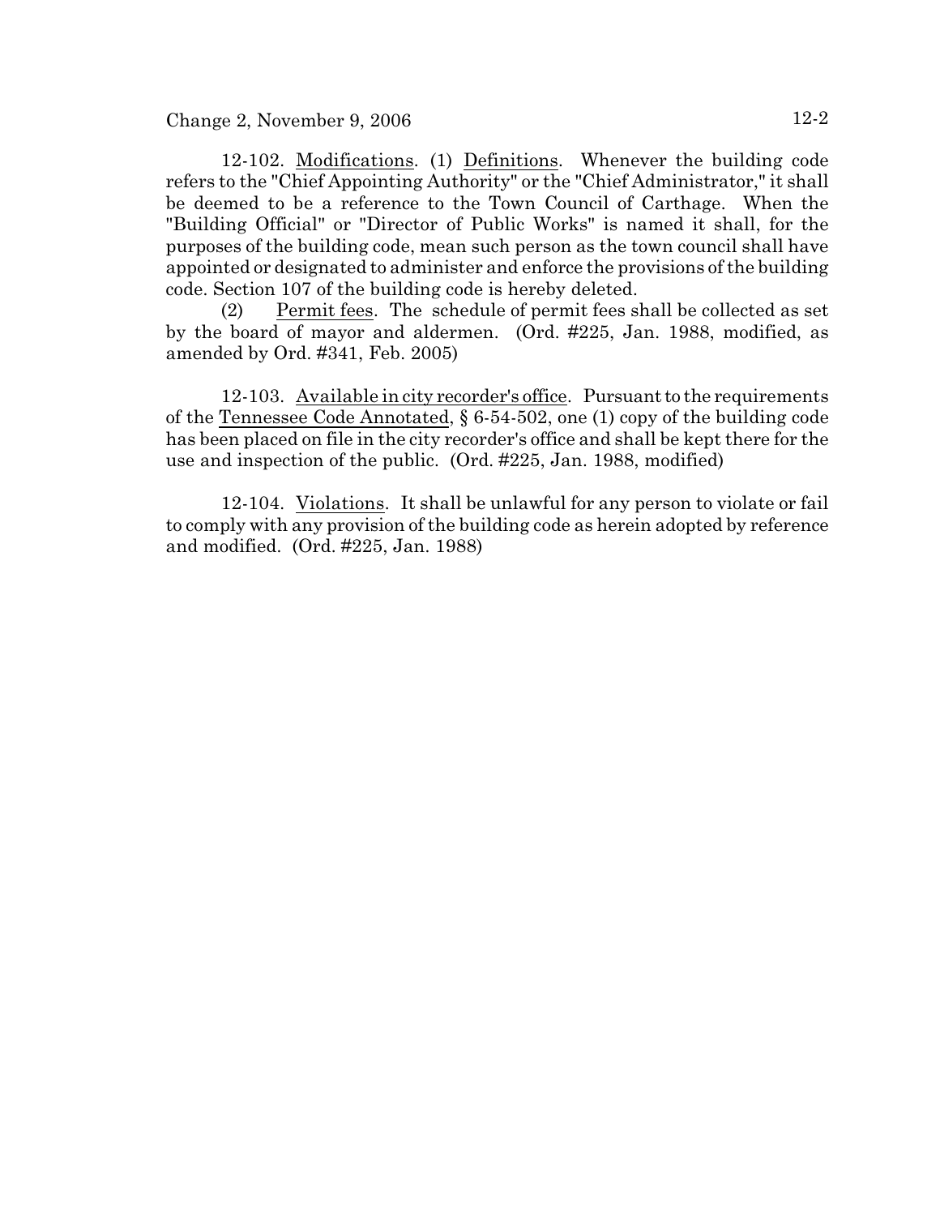12-102. Modifications. (1) Definitions. Whenever the building code refers to the "Chief Appointing Authority" or the "Chief Administrator," it shall be deemed to be a reference to the Town Council of Carthage. When the "Building Official" or "Director of Public Works" is named it shall, for the purposes of the building code, mean such person as the town council shall have appointed or designated to administer and enforce the provisions of the building code. Section 107 of the building code is hereby deleted.

(2) Permit fees. The schedule of permit fees shall be collected as set by the board of mayor and aldermen. (Ord. #225, Jan. 1988, modified, as amended by Ord. #341, Feb. 2005)

12-103. Available in city recorder's office. Pursuant to the requirements of the Tennessee Code Annotated, § 6-54-502, one (1) copy of the building code has been placed on file in the city recorder's office and shall be kept there for the use and inspection of the public. (Ord. #225, Jan. 1988, modified)

12-104. Violations. It shall be unlawful for any person to violate or fail to comply with any provision of the building code as herein adopted by reference and modified. (Ord. #225, Jan. 1988)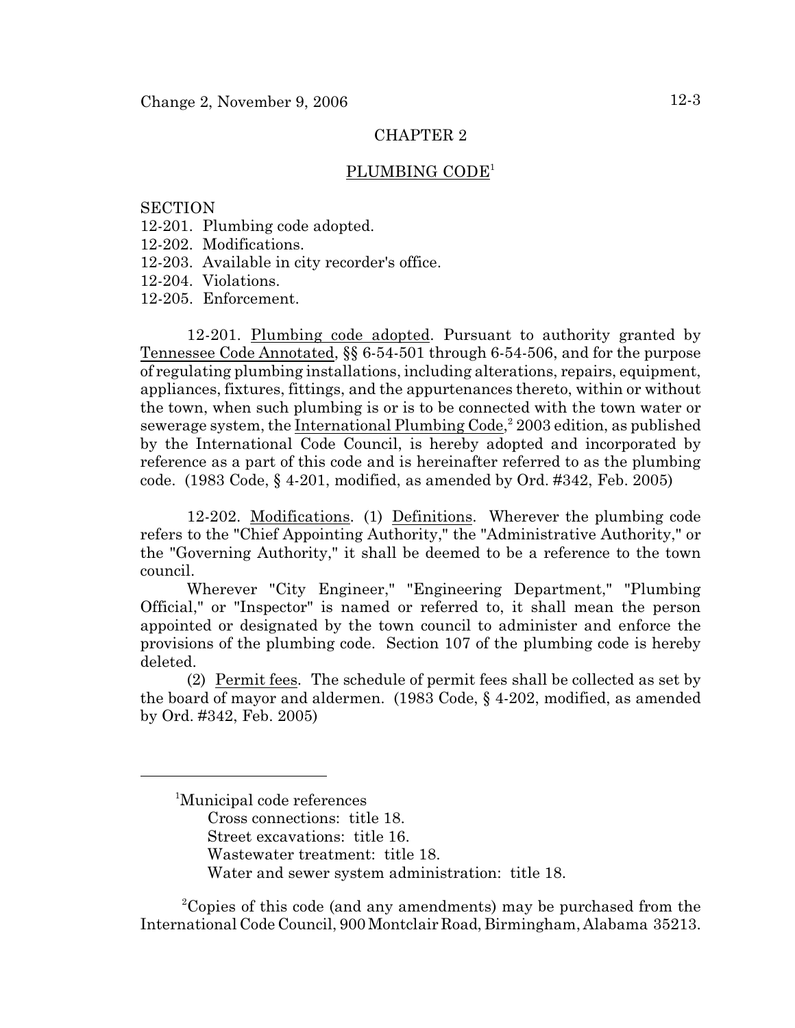## CHAPTER 2

## PLUMBING CODE[1]

SECTION
12-201. Plumbing code adopted.
12-202. Modifications.
12-203. Available in city recorder's office.
12-204. Violations.
12-205. Enforcement.

12-201. Plumbing code adopted. Pursuant to authority granted by Tennessee Code Annotated, §§ 6-54-501 through 6-54-506, and for the purpose of regulating plumbing installations, including alterations, repairs, equipment, appliances, fixtures, fittings, and the appurtenances thereto, within or without the town, when such plumbing is or is to be connected with the town water or sewerage system, the International Plumbing Code,[2] 2003 edition, as published by the International Code Council, is hereby adopted and incorporated by reference as a part of this code and is hereinafter referred to as the plumbing code. (1983 Code, § 4-201, modified, as amended by Ord. #342, Feb. 2005)

12-202. Modifications. (1) Definitions. Wherever the plumbing code refers to the "Chief Appointing Authority," the "Administrative Authority," or the "Governing Authority," it shall be deemed to be a reference to the town council.

Wherever "City Engineer," "Engineering Department," "Plumbing Official," or "Inspector" is named or referred to, it shall mean the person appointed or designated by the town council to administer and enforce the provisions of the plumbing code. Section 107 of the plumbing code is hereby deleted.

(2) Permit fees. The schedule of permit fees shall be collected as set by the board of mayor and aldermen. (1983 Code, § 4-202, modified, as amended by Ord. #342, Feb. 2005)

---

[1]Municipal code references
Cross connections: title 18.
Street excavations: title 16.
Wastewater treatment: title 18.
Water and sewer system administration: title 18.

[2]Copies of this code (and any amendments) may be purchased from the International Code Council, 900 Montclair Road, Birmingham, Alabama 35213.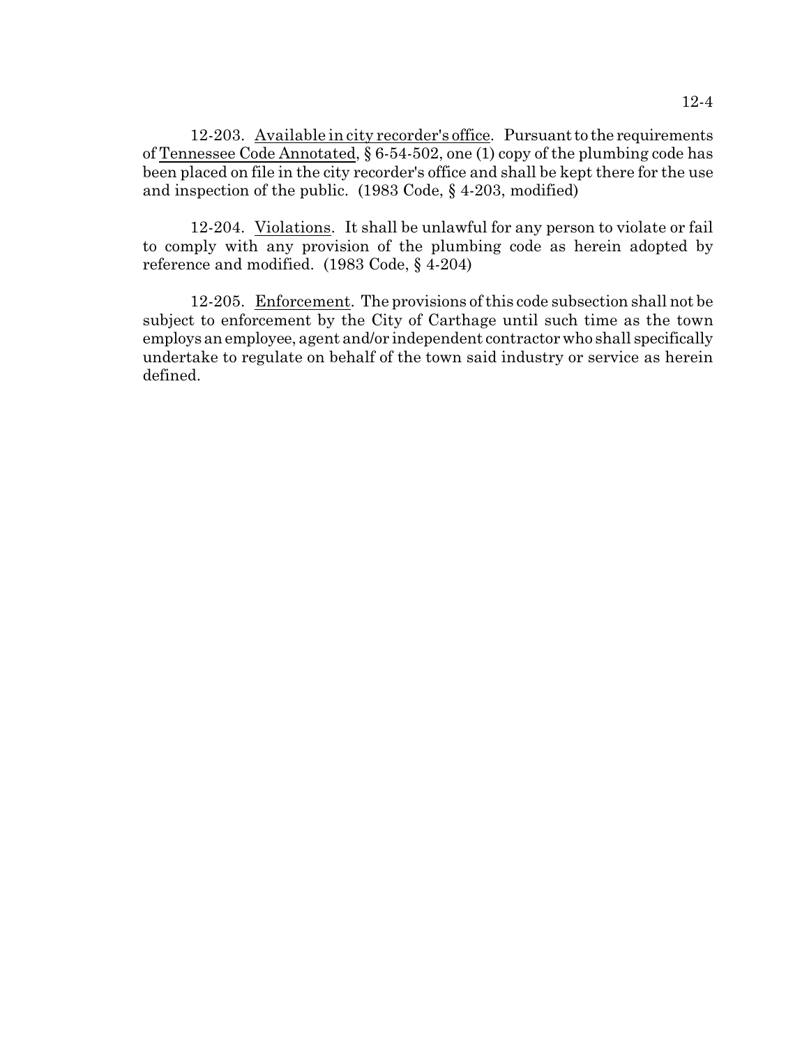12-203. Available in city recorder's office. Pursuant to the requirements of Tennessee Code Annotated, § 6-54-502, one (1) copy of the plumbing code has been placed on file in the city recorder's office and shall be kept there for the use and inspection of the public. (1983 Code, § 4-203, modified)

12-204. Violations. It shall be unlawful for any person to violate or fail to comply with any provision of the plumbing code as herein adopted by reference and modified. (1983 Code, § 4-204)

12-205. Enforcement. The provisions of this code subsection shall not be subject to enforcement by the City of Carthage until such time as the town employs an employee, agent and/or independent contractor who shall specifically undertake to regulate on behalf of the town said industry or service as herein defined.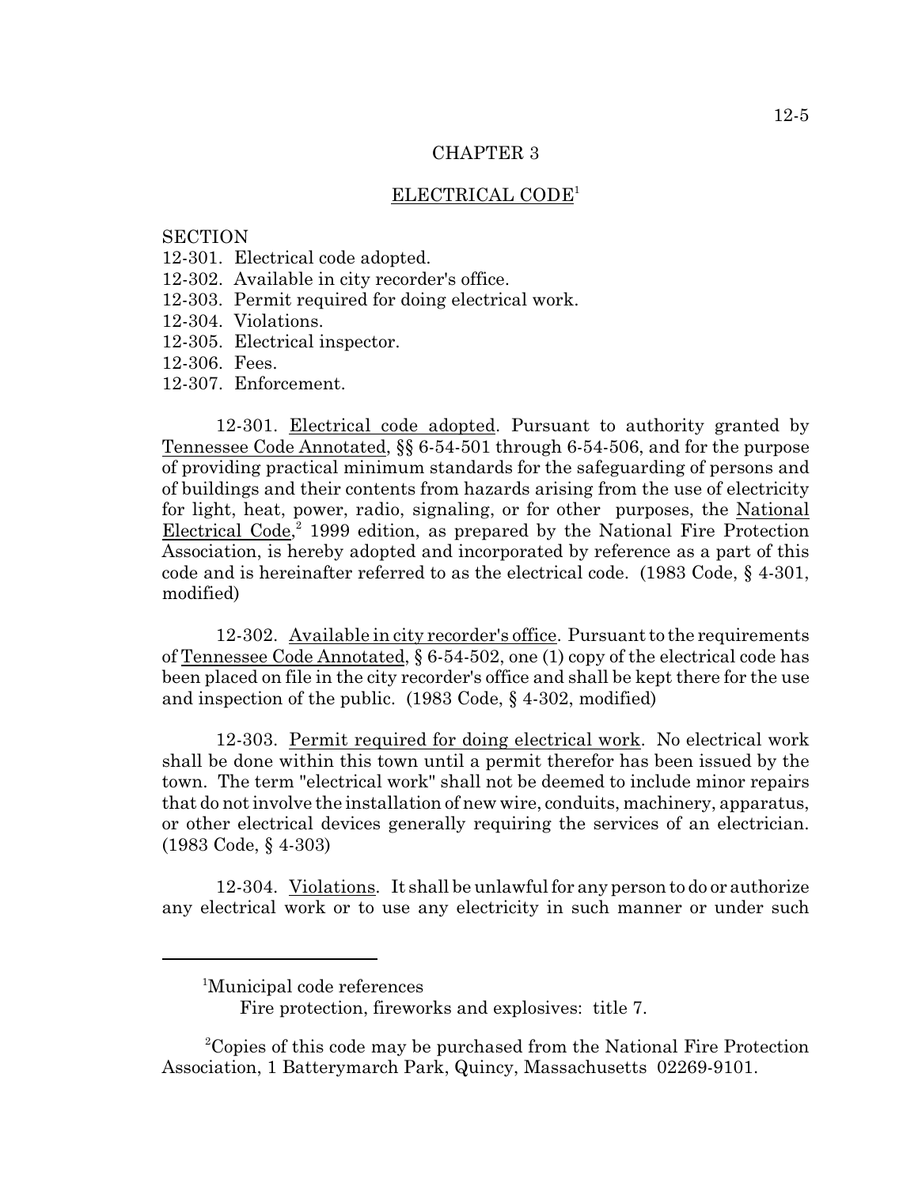# CHAPTER 3

## ELECTRICAL CODE[1]

SECTION
12-301. Electrical code adopted.
12-302. Available in city recorder's office.
12-303. Permit required for doing electrical work.
12-304. Violations.
12-305. Electrical inspector.
12-306. Fees.
12-307. Enforcement.

12-301. Electrical code adopted. Pursuant to authority granted by Tennessee Code Annotated, §§ 6-54-501 through 6-54-506, and for the purpose of providing practical minimum standards for the safeguarding of persons and of buildings and their contents from hazards arising from the use of electricity for light, heat, power, radio, signaling, or for other purposes, the National Electrical Code,[2] 1999 edition, as prepared by the National Fire Protection Association, is hereby adopted and incorporated by reference as a part of this code and is hereinafter referred to as the electrical code. (1983 Code, § 4-301, modified)

12-302. Available in city recorder's office. Pursuant to the requirements of Tennessee Code Annotated, § 6-54-502, one (1) copy of the electrical code has been placed on file in the city recorder's office and shall be kept there for the use and inspection of the public. (1983 Code, § 4-302, modified)

12-303. Permit required for doing electrical work. No electrical work shall be done within this town until a permit therefor has been issued by the town. The term "electrical work" shall not be deemed to include minor repairs that do not involve the installation of new wire, conduits, machinery, apparatus, or other electrical devices generally requiring the services of an electrician. (1983 Code, § 4-303)

12-304. Violations. It shall be unlawful for any person to do or authorize any electrical work or to use any electricity in such manner or under such

---

[1]Municipal code references
Fire protection, fireworks and explosives: title 7.

[2]Copies of this code may be purchased from the National Fire Protection Association, 1 Batterymarch Park, Quincy, Massachusetts 02269-9101.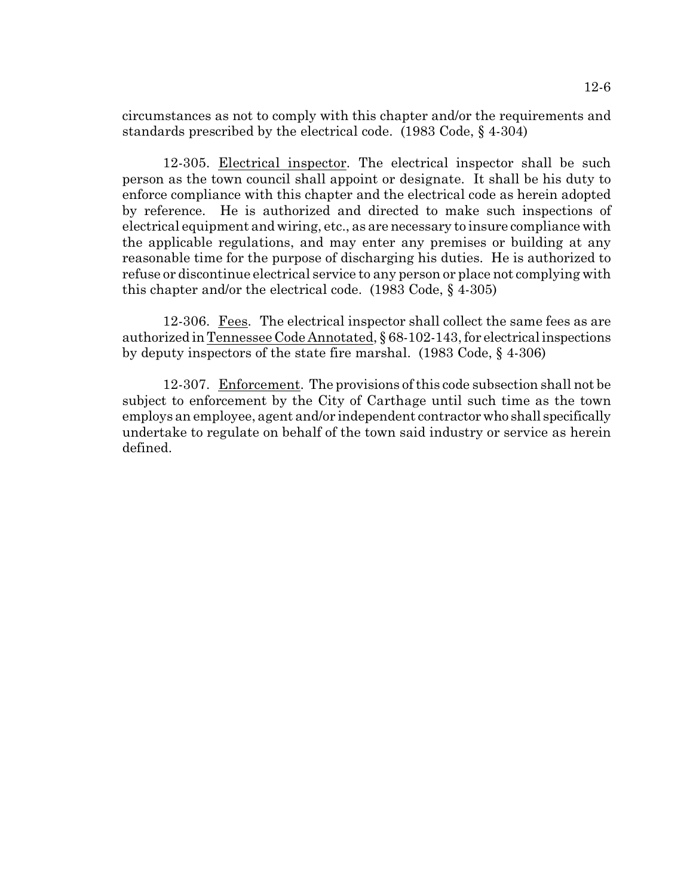circumstances as not to comply with this chapter and/or the requirements and standards prescribed by the electrical code. (1983 Code, § 4-304)

12-305. Electrical inspector. The electrical inspector shall be such person as the town council shall appoint or designate. It shall be his duty to enforce compliance with this chapter and the electrical code as herein adopted by reference. He is authorized and directed to make such inspections of electrical equipment and wiring, etc., as are necessary to insure compliance with the applicable regulations, and may enter any premises or building at any reasonable time for the purpose of discharging his duties. He is authorized to refuse or discontinue electrical service to any person or place not complying with this chapter and/or the electrical code. (1983 Code, § 4-305)

12-306. Fees. The electrical inspector shall collect the same fees as are authorized in Tennessee Code Annotated, § 68-102-143, for electrical inspections by deputy inspectors of the state fire marshal. (1983 Code, § 4-306)

12-307. Enforcement. The provisions of this code subsection shall not be subject to enforcement by the City of Carthage until such time as the town employs an employee, agent and/or independent contractor who shall specifically undertake to regulate on behalf of the town said industry or service as herein defined.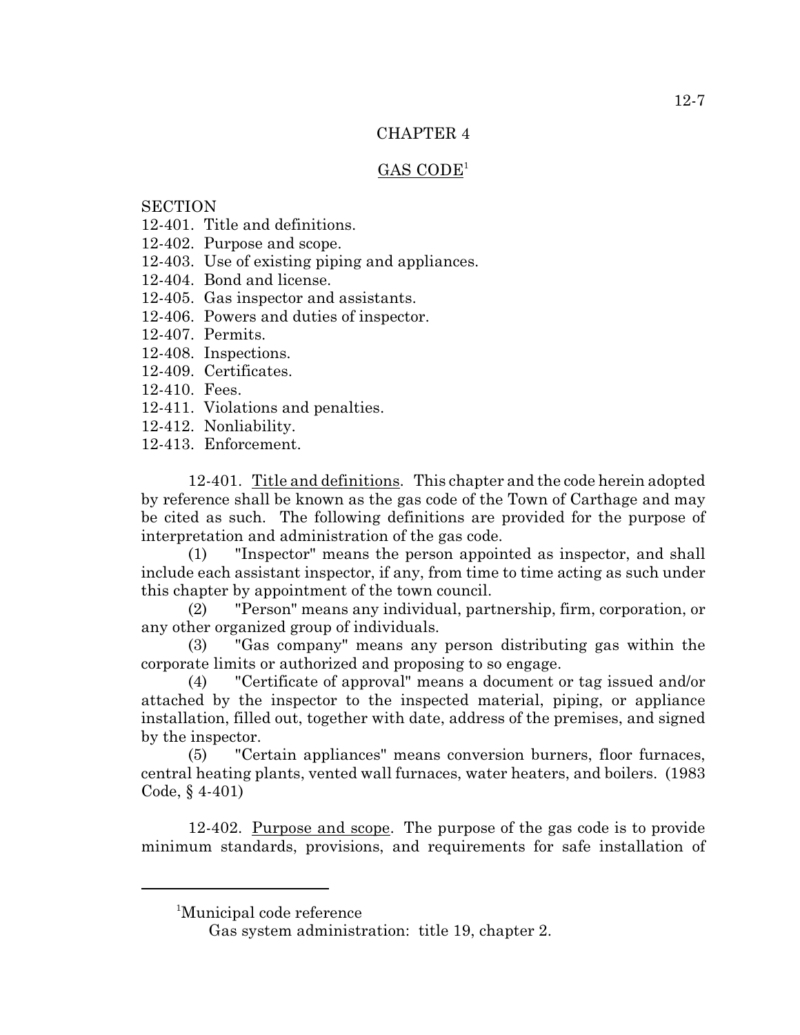# CHAPTER 4

## GAS CODE[1]

SECTION
12-401. Title and definitions.
12-402. Purpose and scope.
12-403. Use of existing piping and appliances.
12-404. Bond and license.
12-405. Gas inspector and assistants.
12-406. Powers and duties of inspector.
12-407. Permits.
12-408. Inspections.
12-409. Certificates.
12-410. Fees.
12-411. Violations and penalties.
12-412. Nonliability.
12-413. Enforcement.

12-401. Title and definitions. This chapter and the code herein adopted by reference shall be known as the gas code of the Town of Carthage and may be cited as such. The following definitions are provided for the purpose of interpretation and administration of the gas code.

(1) "Inspector" means the person appointed as inspector, and shall include each assistant inspector, if any, from time to time acting as such under this chapter by appointment of the town council.

(2) "Person" means any individual, partnership, firm, corporation, or any other organized group of individuals.

(3) "Gas company" means any person distributing gas within the corporate limits or authorized and proposing to so engage.

(4) "Certificate of approval" means a document or tag issued and/or attached by the inspector to the inspected material, piping, or appliance installation, filled out, together with date, address of the premises, and signed by the inspector.

(5) "Certain appliances" means conversion burners, floor furnaces, central heating plants, vented wall furnaces, water heaters, and boilers. (1983 Code, § 4-401)

12-402. Purpose and scope. The purpose of the gas code is to provide minimum standards, provisions, and requirements for safe installation of

---

[1]Municipal code reference
Gas system administration: title 19, chapter 2.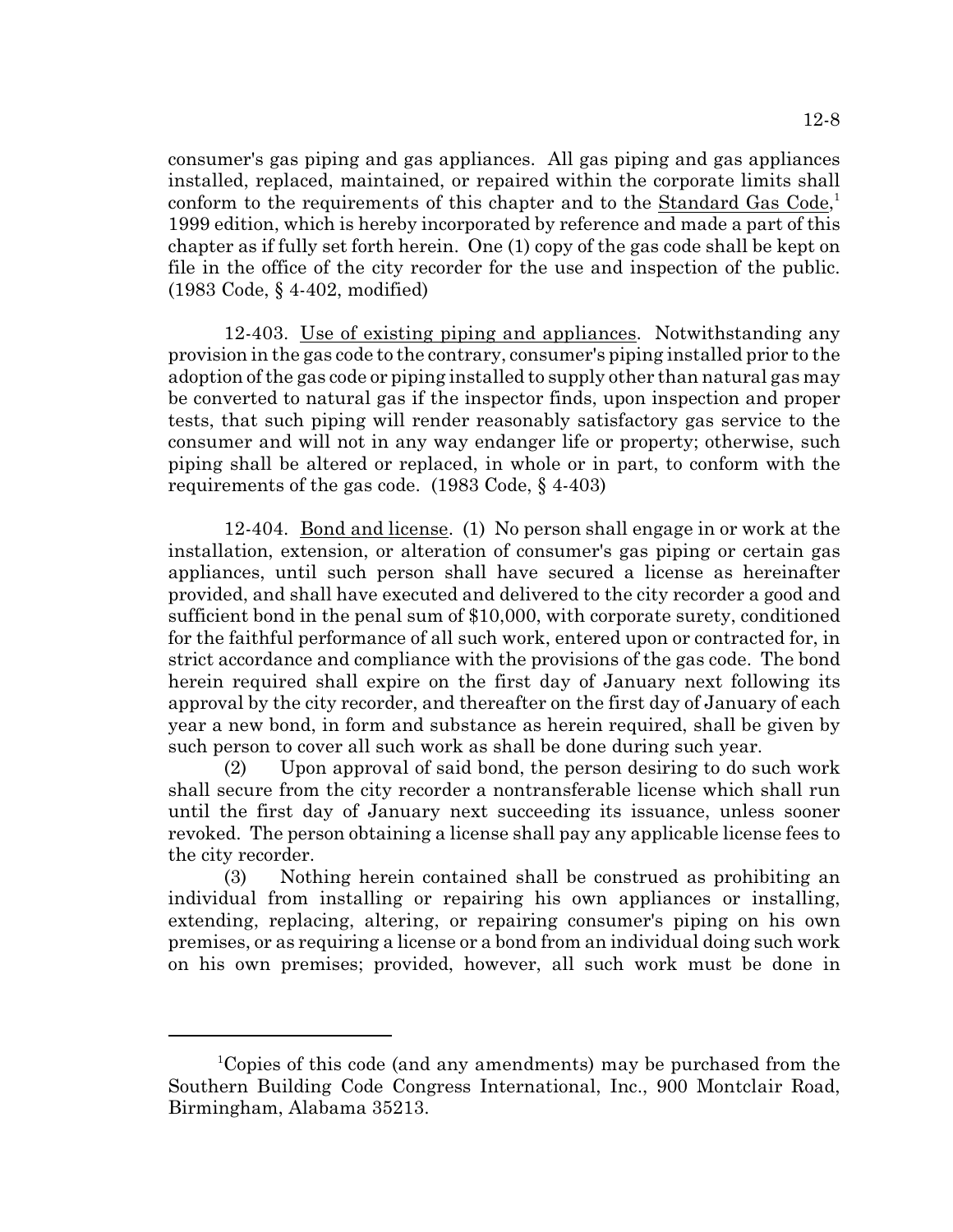consumer's gas piping and gas appliances. All gas piping and gas appliances installed, replaced, maintained, or repaired within the corporate limits shall conform to the requirements of this chapter and to the Standard Gas Code,[1] 1999 edition, which is hereby incorporated by reference and made a part of this chapter as if fully set forth herein. One (1) copy of the gas code shall be kept on file in the office of the city recorder for the use and inspection of the public. (1983 Code, § 4-402, modified)

12-403. Use of existing piping and appliances. Notwithstanding any provision in the gas code to the contrary, consumer's piping installed prior to the adoption of the gas code or piping installed to supply other than natural gas may be converted to natural gas if the inspector finds, upon inspection and proper tests, that such piping will render reasonably satisfactory gas service to the consumer and will not in any way endanger life or property; otherwise, such piping shall be altered or replaced, in whole or in part, to conform with the requirements of the gas code. (1983 Code, § 4-403)

12-404. Bond and license. (1) No person shall engage in or work at the installation, extension, or alteration of consumer's gas piping or certain gas appliances, until such person shall have secured a license as hereinafter provided, and shall have executed and delivered to the city recorder a good and sufficient bond in the penal sum of $10,000, with corporate surety, conditioned for the faithful performance of all such work, entered upon or contracted for, in strict accordance and compliance with the provisions of the gas code. The bond herein required shall expire on the first day of January next following its approval by the city recorder, and thereafter on the first day of January of each year a new bond, in form and substance as herein required, shall be given by such person to cover all such work as shall be done during such year.

(2) Upon approval of said bond, the person desiring to do such work shall secure from the city recorder a nontransferable license which shall run until the first day of January next succeeding its issuance, unless sooner revoked. The person obtaining a license shall pay any applicable license fees to the city recorder.

(3) Nothing herein contained shall be construed as prohibiting an individual from installing or repairing his own appliances or installing, extending, replacing, altering, or repairing consumer's piping on his own premises, or as requiring a license or a bond from an individual doing such work on his own premises; provided, however, all such work must be done in

---

[1] Copies of this code (and any amendments) may be purchased from the Southern Building Code Congress International, Inc., 900 Montclair Road, Birmingham, Alabama 35213.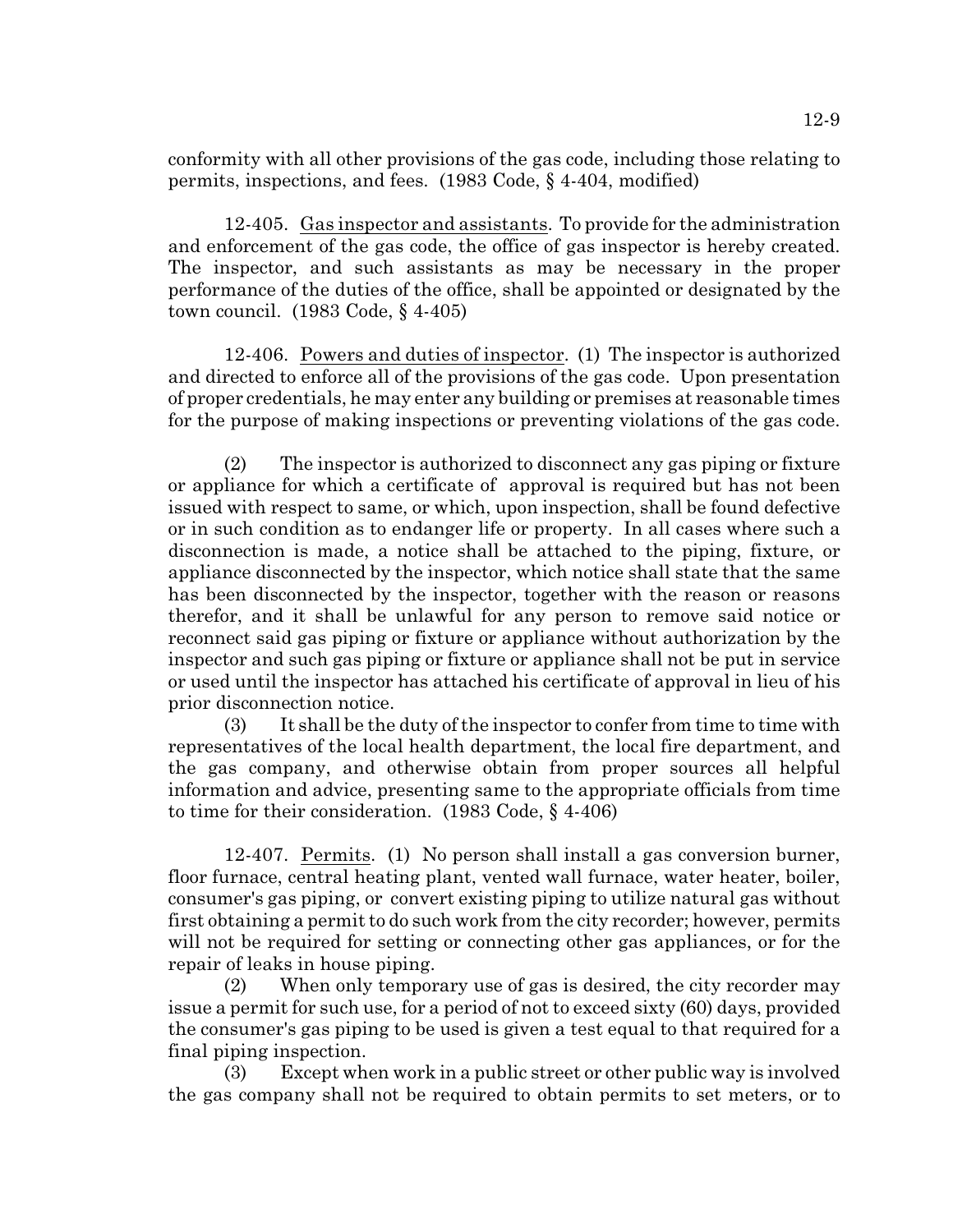conformity with all other provisions of the gas code, including those relating to permits, inspections, and fees. (1983 Code, § 4-404, modified)

12-405. Gas inspector and assistants. To provide for the administration and enforcement of the gas code, the office of gas inspector is hereby created. The inspector, and such assistants as may be necessary in the proper performance of the duties of the office, shall be appointed or designated by the town council. (1983 Code, § 4-405)

12-406. Powers and duties of inspector. (1) The inspector is authorized and directed to enforce all of the provisions of the gas code. Upon presentation of proper credentials, he may enter any building or premises at reasonable times for the purpose of making inspections or preventing violations of the gas code.

(2) The inspector is authorized to disconnect any gas piping or fixture or appliance for which a certificate of approval is required but has not been issued with respect to same, or which, upon inspection, shall be found defective or in such condition as to endanger life or property. In all cases where such a disconnection is made, a notice shall be attached to the piping, fixture, or appliance disconnected by the inspector, which notice shall state that the same has been disconnected by the inspector, together with the reason or reasons therefor, and it shall be unlawful for any person to remove said notice or reconnect said gas piping or fixture or appliance without authorization by the inspector and such gas piping or fixture or appliance shall not be put in service or used until the inspector has attached his certificate of approval in lieu of his prior disconnection notice.

(3) It shall be the duty of the inspector to confer from time to time with representatives of the local health department, the local fire department, and the gas company, and otherwise obtain from proper sources all helpful information and advice, presenting same to the appropriate officials from time to time for their consideration. (1983 Code, § 4-406)

12-407. Permits. (1) No person shall install a gas conversion burner, floor furnace, central heating plant, vented wall furnace, water heater, boiler, consumer's gas piping, or convert existing piping to utilize natural gas without first obtaining a permit to do such work from the city recorder; however, permits will not be required for setting or connecting other gas appliances, or for the repair of leaks in house piping.

(2) When only temporary use of gas is desired, the city recorder may issue a permit for such use, for a period of not to exceed sixty (60) days, provided the consumer's gas piping to be used is given a test equal to that required for a final piping inspection.

(3) Except when work in a public street or other public way is involved the gas company shall not be required to obtain permits to set meters, or to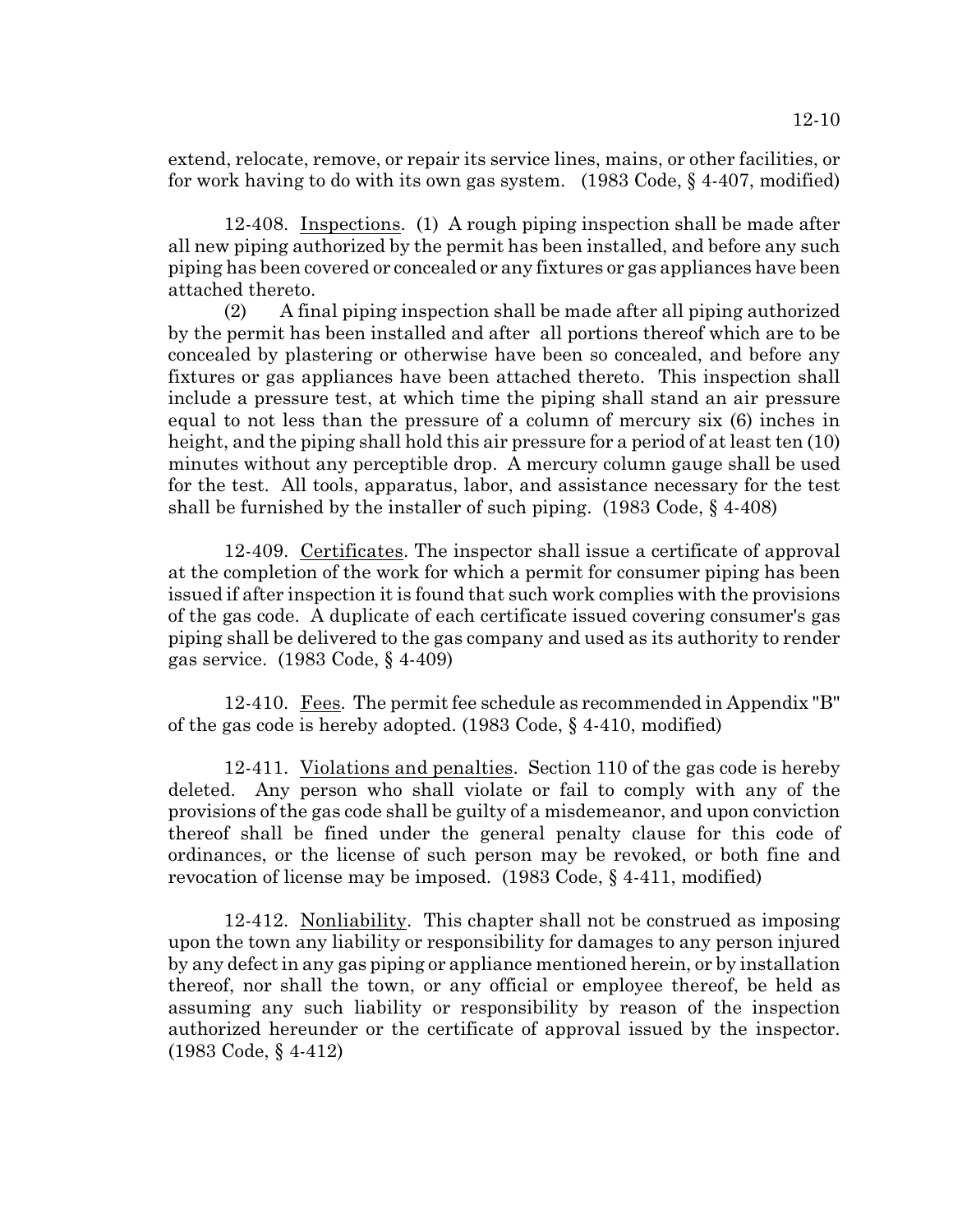extend, relocate, remove, or repair its service lines, mains, or other facilities, or for work having to do with its own gas system. (1983 Code, § 4-407, modified)

12-408. Inspections. (1) A rough piping inspection shall be made after all new piping authorized by the permit has been installed, and before any such piping has been covered or concealed or any fixtures or gas appliances have been attached thereto.

(2) A final piping inspection shall be made after all piping authorized by the permit has been installed and after all portions thereof which are to be concealed by plastering or otherwise have been so concealed, and before any fixtures or gas appliances have been attached thereto. This inspection shall include a pressure test, at which time the piping shall stand an air pressure equal to not less than the pressure of a column of mercury six (6) inches in height, and the piping shall hold this air pressure for a period of at least ten (10) minutes without any perceptible drop. A mercury column gauge shall be used for the test. All tools, apparatus, labor, and assistance necessary for the test shall be furnished by the installer of such piping. (1983 Code, § 4-408)

12-409. Certificates. The inspector shall issue a certificate of approval at the completion of the work for which a permit for consumer piping has been issued if after inspection it is found that such work complies with the provisions of the gas code. A duplicate of each certificate issued covering consumer's gas piping shall be delivered to the gas company and used as its authority to render gas service. (1983 Code, § 4-409)

12-410. Fees. The permit fee schedule as recommended in Appendix "B" of the gas code is hereby adopted. (1983 Code, § 4-410, modified)

12-411. Violations and penalties. Section 110 of the gas code is hereby deleted. Any person who shall violate or fail to comply with any of the provisions of the gas code shall be guilty of a misdemeanor, and upon conviction thereof shall be fined under the general penalty clause for this code of ordinances, or the license of such person may be revoked, or both fine and revocation of license may be imposed. (1983 Code, § 4-411, modified)

12-412. Nonliability. This chapter shall not be construed as imposing upon the town any liability or responsibility for damages to any person injured by any defect in any gas piping or appliance mentioned herein, or by installation thereof, nor shall the town, or any official or employee thereof, be held as assuming any such liability or responsibility by reason of the inspection authorized hereunder or the certificate of approval issued by the inspector. (1983 Code, § 4-412)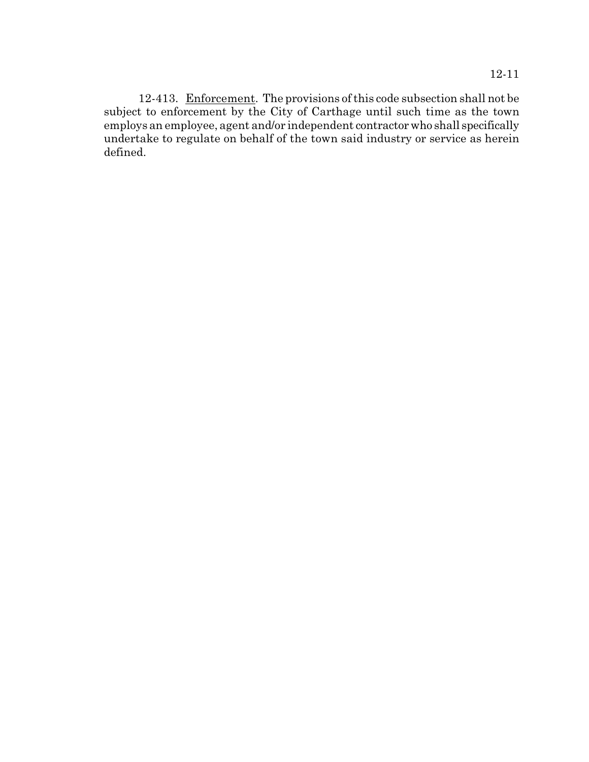12-413. Enforcement. The provisions of this code subsection shall not be subject to enforcement by the City of Carthage until such time as the town employs an employee, agent and/or independent contractor who shall specifically undertake to regulate on behalf of the town said industry or service as herein defined.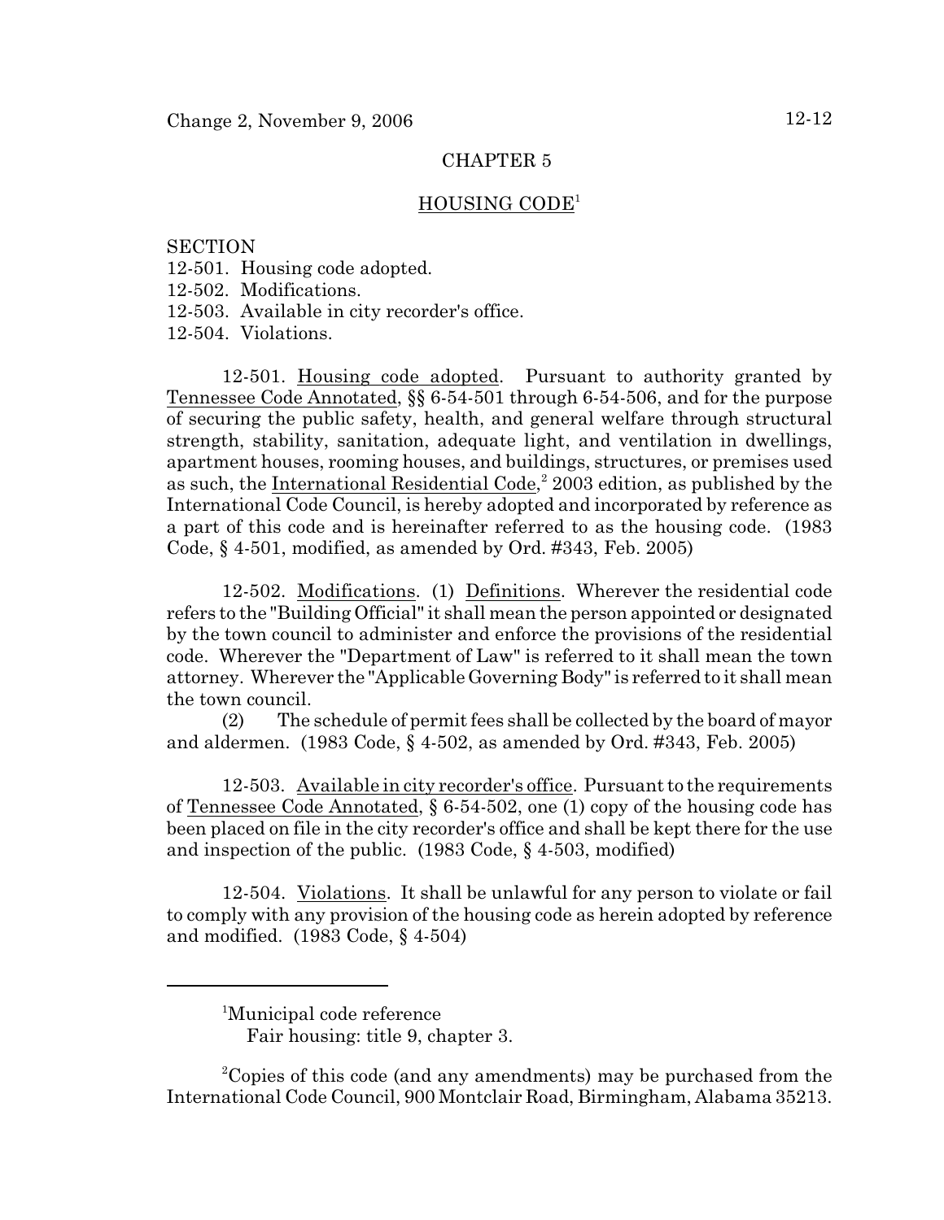# CHAPTER 5

## HOUSING CODE[1]

SECTION
12-501. Housing code adopted.
12-502. Modifications.
12-503. Available in city recorder's office.
12-504. Violations.

12-501. Housing code adopted. Pursuant to authority granted by Tennessee Code Annotated, §§ 6-54-501 through 6-54-506, and for the purpose of securing the public safety, health, and general welfare through structural strength, stability, sanitation, adequate light, and ventilation in dwellings, apartment houses, rooming houses, and buildings, structures, or premises used as such, the International Residential Code,[2] 2003 edition, as published by the International Code Council, is hereby adopted and incorporated by reference as a part of this code and is hereinafter referred to as the housing code. (1983 Code, § 4-501, modified, as amended by Ord. #343, Feb. 2005)

12-502. Modifications. (1) Definitions. Wherever the residential code refers to the "Building Official" it shall mean the person appointed or designated by the town council to administer and enforce the provisions of the residential code. Wherever the "Department of Law" is referred to it shall mean the town attorney. Wherever the "Applicable Governing Body" is referred to it shall mean the town council.

(2) The schedule of permit fees shall be collected by the board of mayor and aldermen. (1983 Code, § 4-502, as amended by Ord. #343, Feb. 2005)

12-503. Available in city recorder's office. Pursuant to the requirements of Tennessee Code Annotated, § 6-54-502, one (1) copy of the housing code has been placed on file in the city recorder's office and shall be kept there for the use and inspection of the public. (1983 Code, § 4-503, modified)

12-504. Violations. It shall be unlawful for any person to violate or fail to comply with any provision of the housing code as herein adopted by reference and modified. (1983 Code, § 4-504)

---

[1] Municipal code reference
Fair housing: title 9, chapter 3.

[2] Copies of this code (and any amendments) may be purchased from the International Code Council, 900 Montclair Road, Birmingham, Alabama 35213.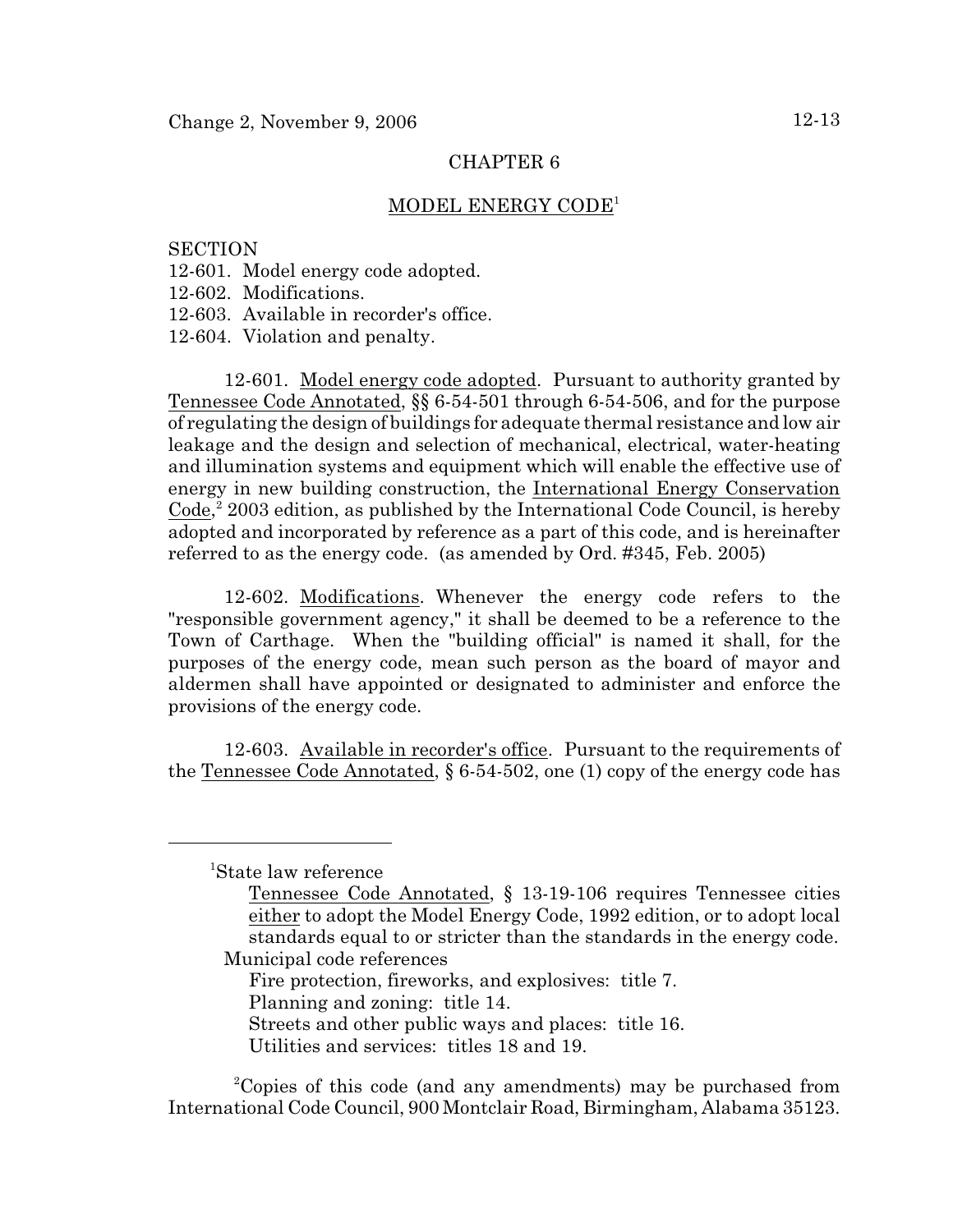## CHAPTER 6

## MODEL ENERGY CODE[1]

SECTION
12-601. Model energy code adopted.
12-602. Modifications.
12-603. Available in recorder's office.
12-604. Violation and penalty.

12-601. Model energy code adopted. Pursuant to authority granted by Tennessee Code Annotated, §§ 6-54-501 through 6-54-506, and for the purpose of regulating the design of buildings for adequate thermal resistance and low air leakage and the design and selection of mechanical, electrical, water-heating and illumination systems and equipment which will enable the effective use of energy in new building construction, the International Energy Conservation Code,[2] 2003 edition, as published by the International Code Council, is hereby adopted and incorporated by reference as a part of this code, and is hereinafter referred to as the energy code. (as amended by Ord. #345, Feb. 2005)

12-602. Modifications. Whenever the energy code refers to the "responsible government agency," it shall be deemed to be a reference to the Town of Carthage. When the "building official" is named it shall, for the purposes of the energy code, mean such person as the board of mayor and aldermen shall have appointed or designated to administer and enforce the provisions of the energy code.

12-603. Available in recorder's office. Pursuant to the requirements of the Tennessee Code Annotated, § 6-54-502, one (1) copy of the energy code has

---

[1]State law reference
Tennessee Code Annotated, § 13-19-106 requires Tennessee cities either to adopt the Model Energy Code, 1992 edition, or to adopt local standards equal to or stricter than the standards in the energy code.
Municipal code references
Fire protection, fireworks, and explosives: title 7.
Planning and zoning: title 14.
Streets and other public ways and places: title 16.
Utilities and services: titles 18 and 19.

[2]Copies of this code (and any amendments) may be purchased from International Code Council, 900 Montclair Road, Birmingham, Alabama 35123.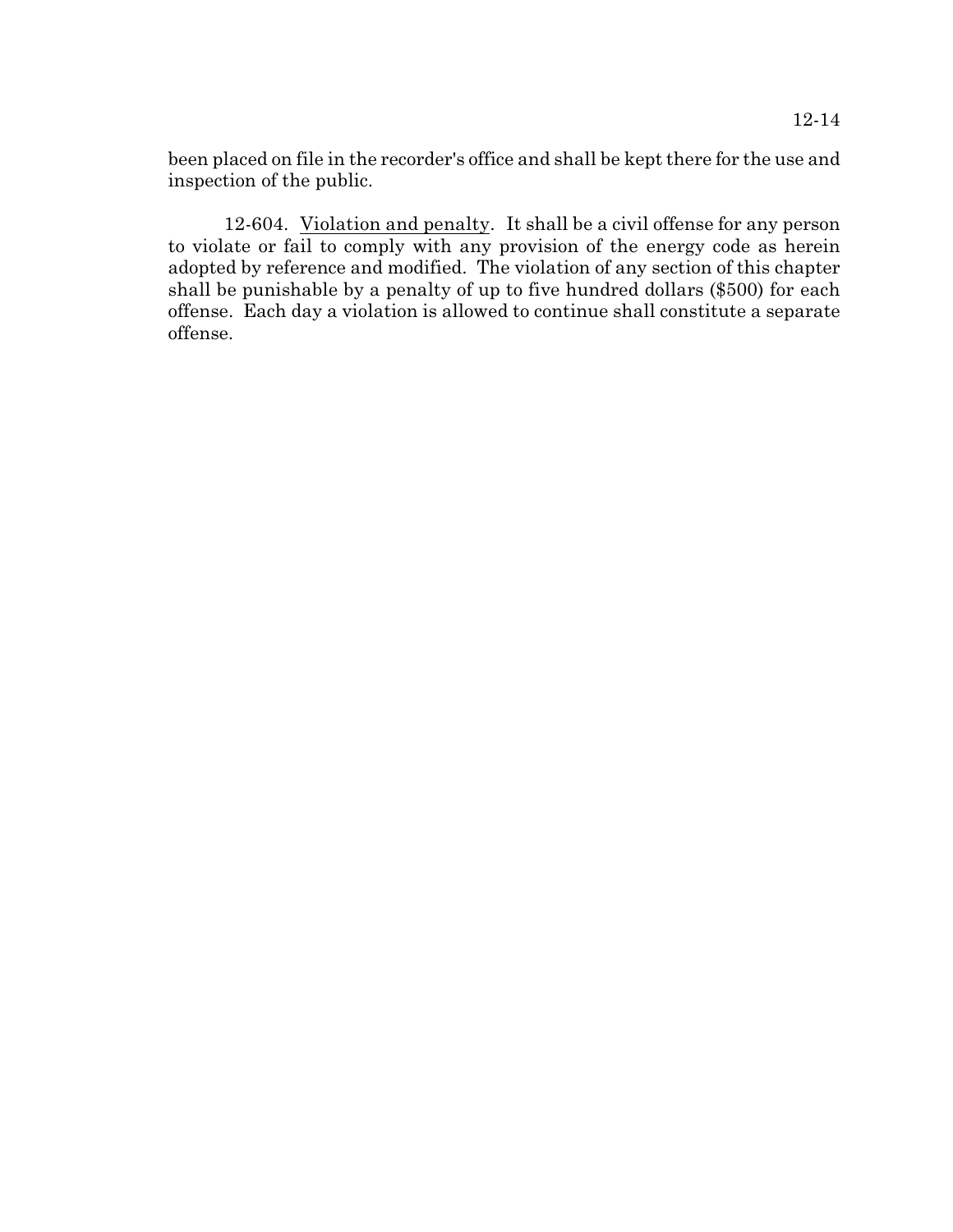been placed on file in the recorder's office and shall be kept there for the use and inspection of the public.

12-604. Violation and penalty. It shall be a civil offense for any person to violate or fail to comply with any provision of the energy code as herein adopted by reference and modified. The violation of any section of this chapter shall be punishable by a penalty of up to five hundred dollars ($500) for each offense. Each day a violation is allowed to continue shall constitute a separate offense.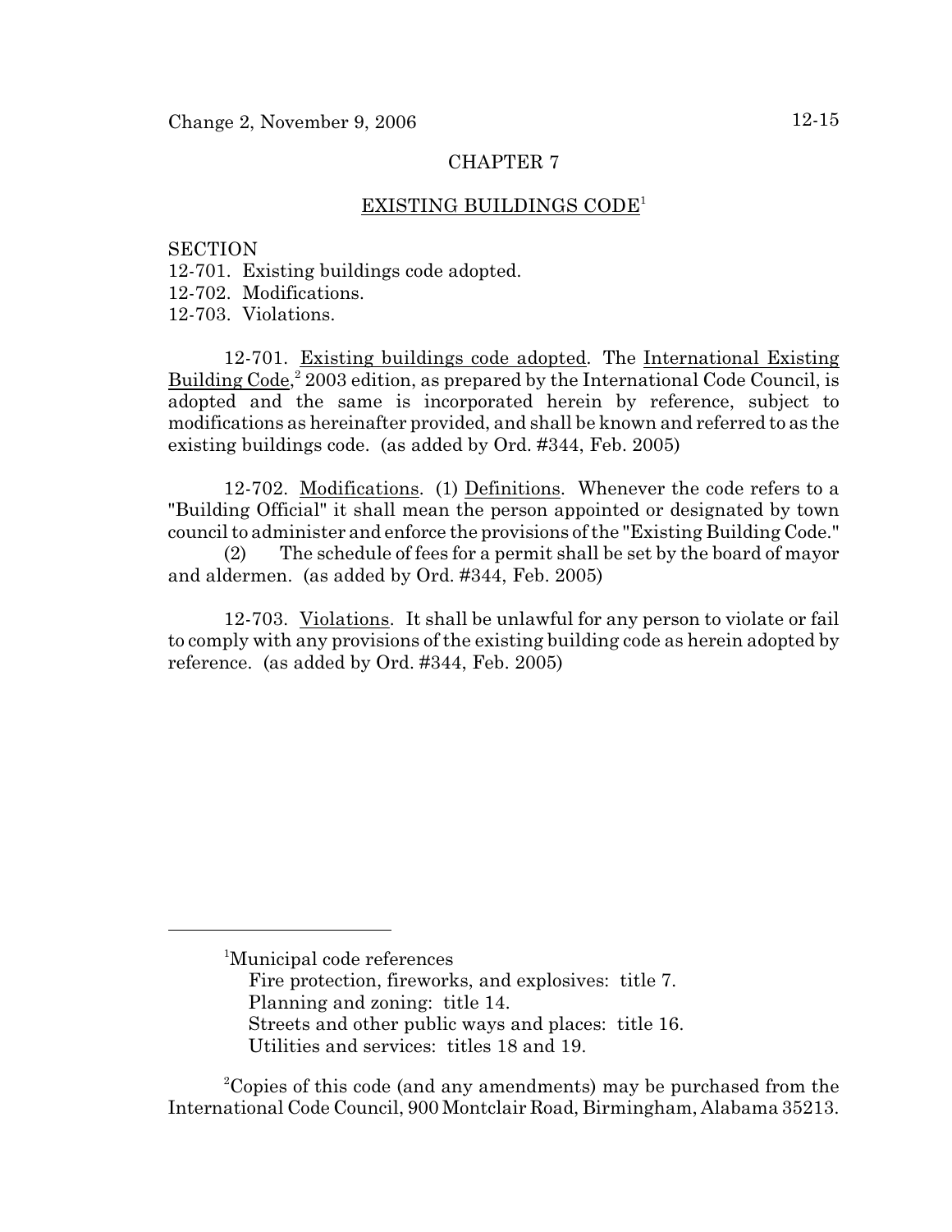## CHAPTER 7

## EXISTING BUILDINGS CODE[1]

SECTION
12-701. Existing buildings code adopted.
12-702. Modifications.
12-703. Violations.

12-701. Existing buildings code adopted. The International Existing Building Code,[2] 2003 edition, as prepared by the International Code Council, is adopted and the same is incorporated herein by reference, subject to modifications as hereinafter provided, and shall be known and referred to as the existing buildings code. (as added by Ord. #344, Feb. 2005)

12-702. Modifications. (1) Definitions. Whenever the code refers to a "Building Official" it shall mean the person appointed or designated by town council to administer and enforce the provisions of the "Existing Building Code."

(2) The schedule of fees for a permit shall be set by the board of mayor and aldermen. (as added by Ord. #344, Feb. 2005)

12-703. Violations. It shall be unlawful for any person to violate or fail to comply with any provisions of the existing building code as herein adopted by reference. (as added by Ord. #344, Feb. 2005)

---

[1]Municipal code references
Fire protection, fireworks, and explosives: title 7.
Planning and zoning: title 14.
Streets and other public ways and places: title 16.
Utilities and services: titles 18 and 19.

[2]Copies of this code (and any amendments) may be purchased from the International Code Council, 900 Montclair Road, Birmingham, Alabama 35213.